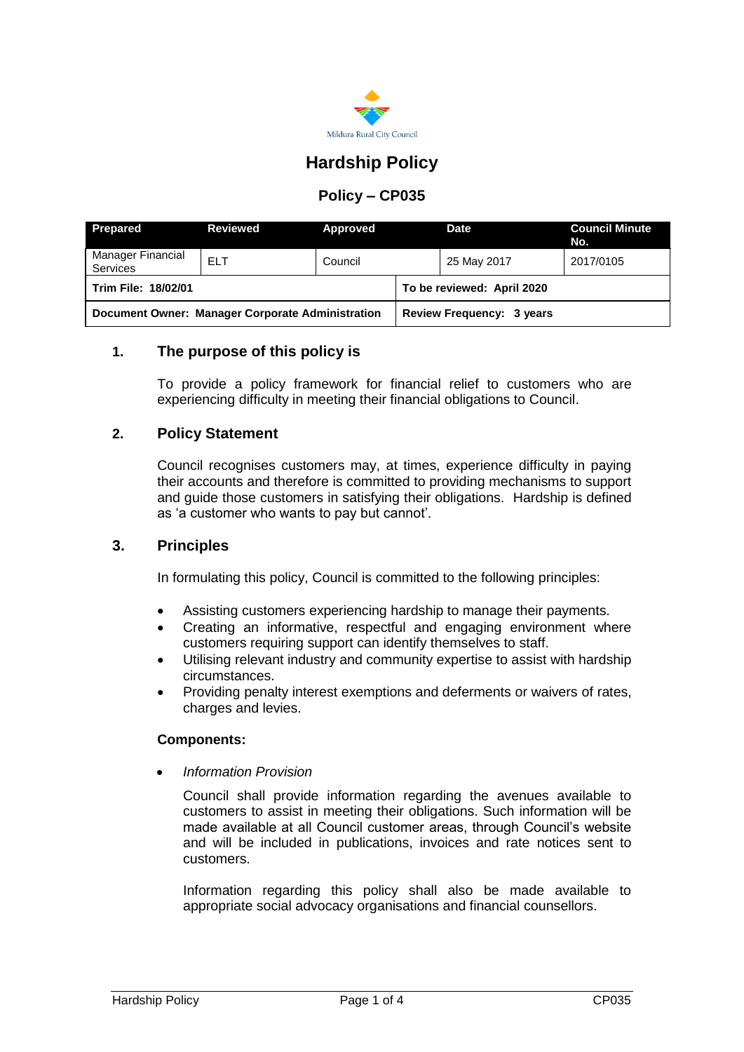Mildura Rural City Council

# Hardship Policy

## Policy – CP035

| Prepared | Reviewed | Approved | Date | Council Minute No. |
|---|---|---|---|---|
| Manager Financial Services | ELT | Council | 25 May 2017 | 2017/0105 |
| **Trim File: 18/02/01** | | | **To be reviewed: April 2020** | |
| **Document Owner: Manager Corporate Administration** | | | **Review Frequency: 3 years** | |

### 1. The purpose of this policy is

To provide a policy framework for financial relief to customers who are experiencing difficulty in meeting their financial obligations to Council.

### 2. Policy Statement

Council recognises customers may, at times, experience difficulty in paying their accounts and therefore is committed to providing mechanisms to support and guide those customers in satisfying their obligations. Hardship is defined as 'a customer who wants to pay but cannot'.

### 3. Principles

In formulating this policy, Council is committed to the following principles:

- Assisting customers experiencing hardship to manage their payments.
- Creating an informative, respectful and engaging environment where customers requiring support can identify themselves to staff.
- Utilising relevant industry and community expertise to assist with hardship circumstances.
- Providing penalty interest exemptions and deferments or waivers of rates, charges and levies.

**Components:**

- *Information Provision*

  Council shall provide information regarding the avenues available to customers to assist in meeting their obligations. Such information will be made available at all Council customer areas, through Council's website and will be included in publications, invoices and rate notices sent to customers.

  Information regarding this policy shall also be made available to appropriate social advocacy organisations and financial counsellors.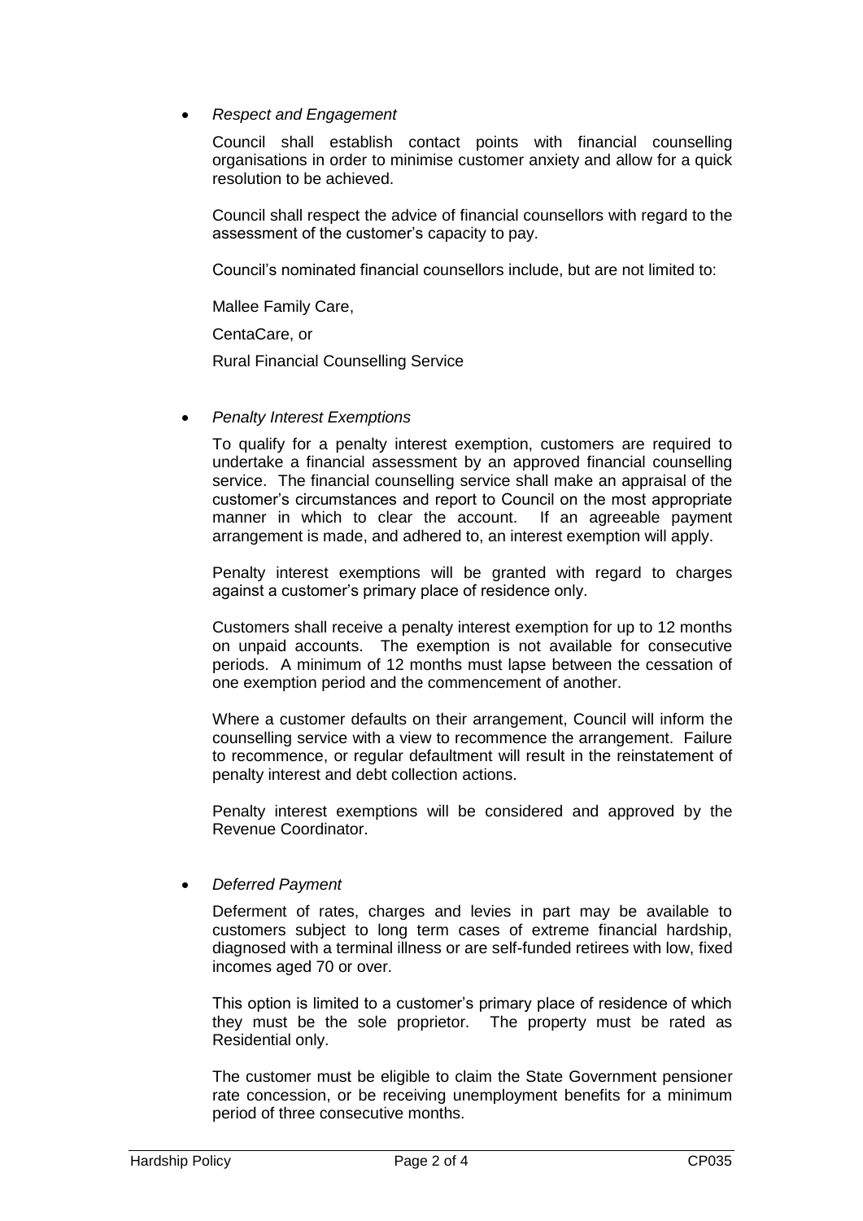- *Respect and Engagement*

  Council shall establish contact points with financial counselling organisations in order to minimise customer anxiety and allow for a quick resolution to be achieved.

  Council shall respect the advice of financial counsellors with regard to the assessment of the customer's capacity to pay.

  Council's nominated financial counsellors include, but are not limited to:

  Mallee Family Care,

  CentaCare, or

  Rural Financial Counselling Service

- *Penalty Interest Exemptions*

  To qualify for a penalty interest exemption, customers are required to undertake a financial assessment by an approved financial counselling service. The financial counselling service shall make an appraisal of the customer's circumstances and report to Council on the most appropriate manner in which to clear the account. If an agreeable payment arrangement is made, and adhered to, an interest exemption will apply.

  Penalty interest exemptions will be granted with regard to charges against a customer's primary place of residence only.

  Customers shall receive a penalty interest exemption for up to 12 months on unpaid accounts. The exemption is not available for consecutive periods. A minimum of 12 months must lapse between the cessation of one exemption period and the commencement of another.

  Where a customer defaults on their arrangement, Council will inform the counselling service with a view to recommence the arrangement. Failure to recommence, or regular defaultment will result in the reinstatement of penalty interest and debt collection actions.

  Penalty interest exemptions will be considered and approved by the Revenue Coordinator.

- *Deferred Payment*

  Deferment of rates, charges and levies in part may be available to customers subject to long term cases of extreme financial hardship, diagnosed with a terminal illness or are self-funded retirees with low, fixed incomes aged 70 or over.

  This option is limited to a customer's primary place of residence of which they must be the sole proprietor. The property must be rated as Residential only.

  The customer must be eligible to claim the State Government pensioner rate concession, or be receiving unemployment benefits for a minimum period of three consecutive months.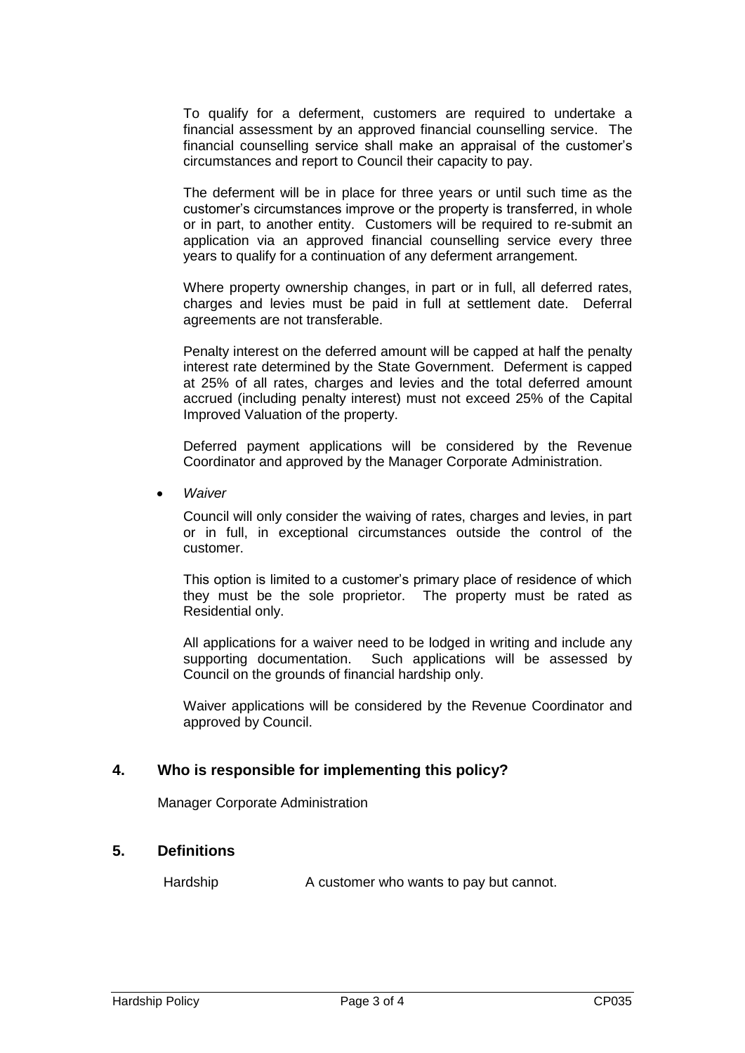To qualify for a deferment, customers are required to undertake a financial assessment by an approved financial counselling service. The financial counselling service shall make an appraisal of the customer's circumstances and report to Council their capacity to pay.

The deferment will be in place for three years or until such time as the customer's circumstances improve or the property is transferred, in whole or in part, to another entity. Customers will be required to re-submit an application via an approved financial counselling service every three years to qualify for a continuation of any deferment arrangement.

Where property ownership changes, in part or in full, all deferred rates, charges and levies must be paid in full at settlement date. Deferral agreements are not transferable.

Penalty interest on the deferred amount will be capped at half the penalty interest rate determined by the State Government. Deferment is capped at 25% of all rates, charges and levies and the total deferred amount accrued (including penalty interest) must not exceed 25% of the Capital Improved Valuation of the property.

Deferred payment applications will be considered by the Revenue Coordinator and approved by the Manager Corporate Administration.

- *Waiver*

  Council will only consider the waiving of rates, charges and levies, in part or in full, in exceptional circumstances outside the control of the customer.

  This option is limited to a customer's primary place of residence of which they must be the sole proprietor. The property must be rated as Residential only.

  All applications for a waiver need to be lodged in writing and include any supporting documentation. Such applications will be assessed by Council on the grounds of financial hardship only.

  Waiver applications will be considered by the Revenue Coordinator and approved by Council.

## 4. Who is responsible for implementing this policy?

Manager Corporate Administration

## 5. Definitions

| | |
|---|---|
| Hardship | A customer who wants to pay but cannot. |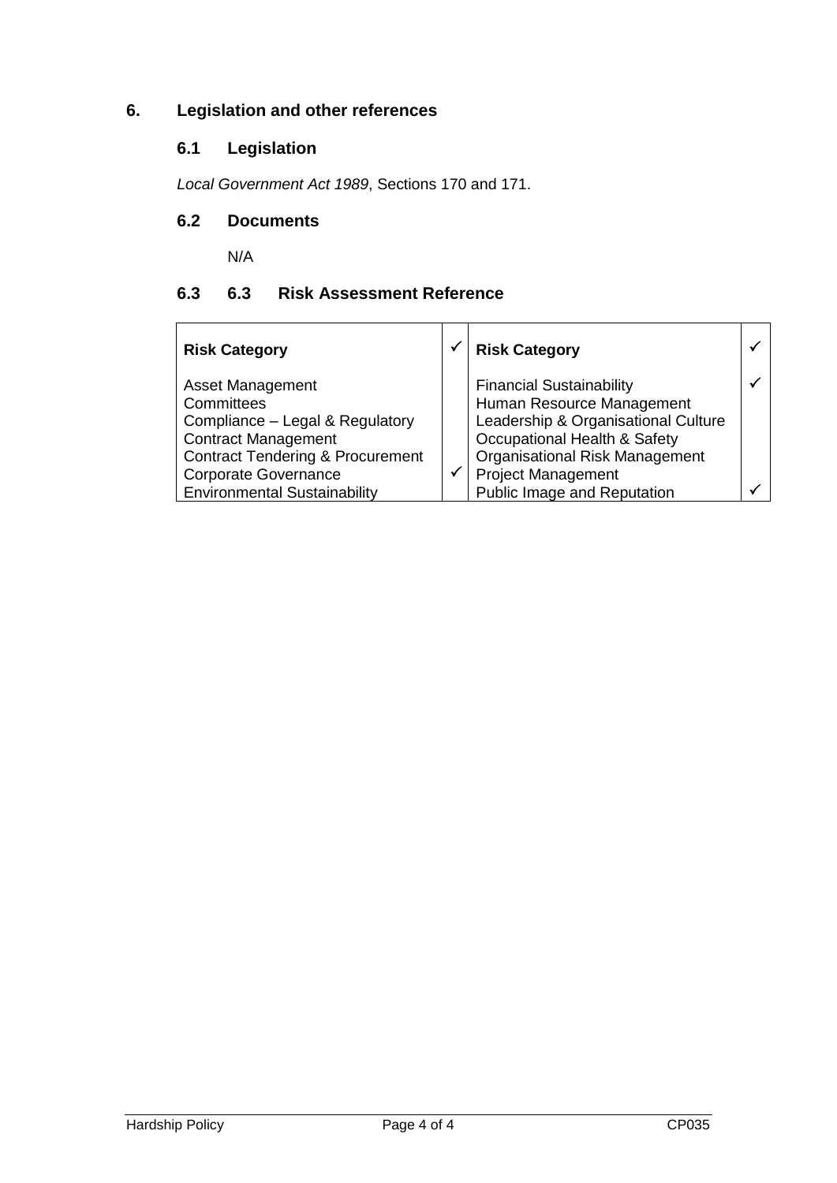## 6. Legislation and other references

### 6.1 Legislation

*Local Government Act 1989*, Sections 170 and 171.

### 6.2 Documents

N/A

### 6.3 6.3 Risk Assessment Reference

| **Risk Category** | ✓ | **Risk Category** | ✓ |
|---|---|---|---|
| Asset Management | | Financial Sustainability | ✓ |
| Committees | | Human Resource Management | |
| Compliance – Legal & Regulatory | | Leadership & Organisational Culture | |
| Contract Management | | Occupational Health & Safety | |
| Contract Tendering & Procurement | | Organisational Risk Management | |
| Corporate Governance | ✓ | Project Management | |
| Environmental Sustainability | | Public Image and Reputation | ✓ |